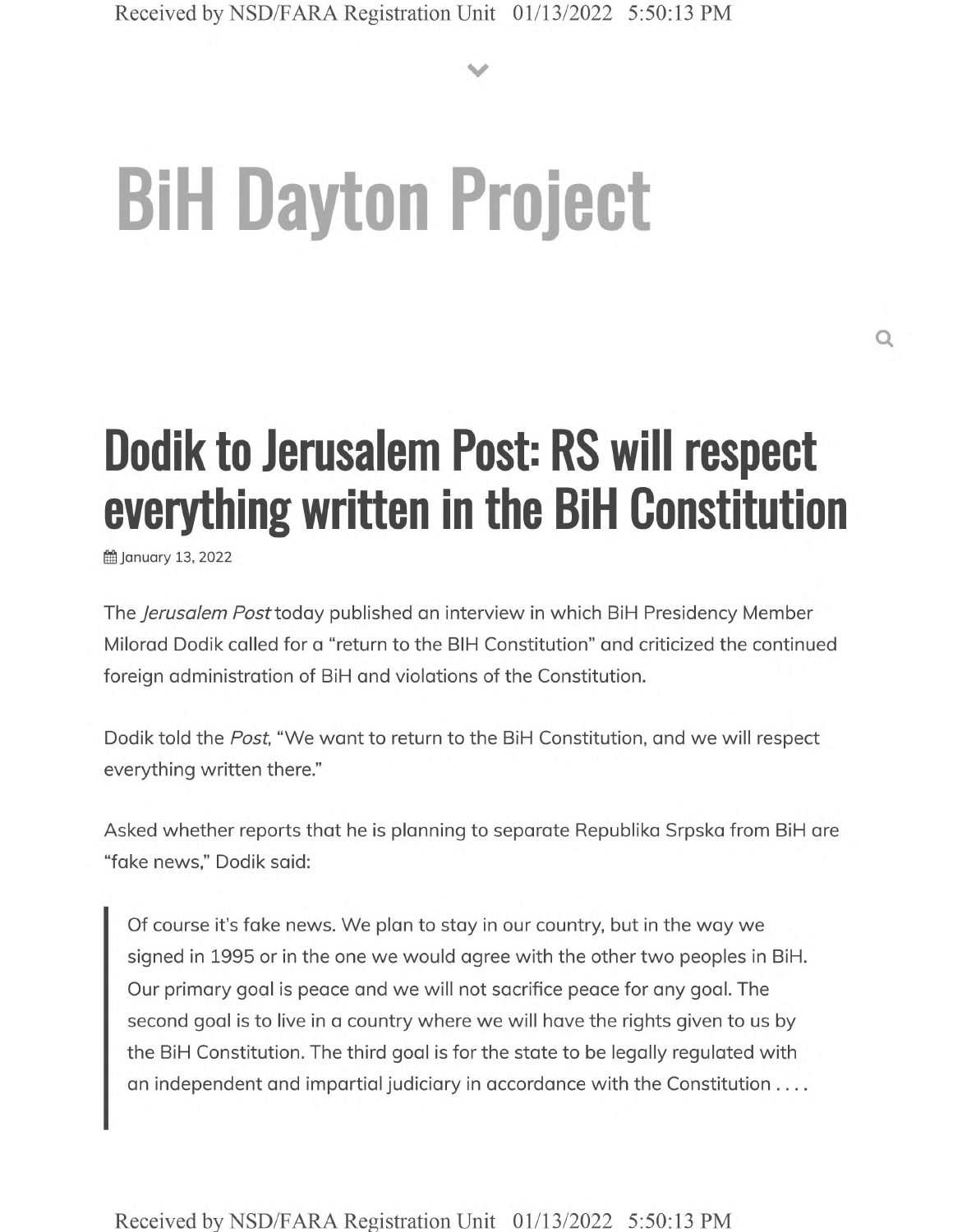# BiH Dayton Project

## Dodik to Jerusalem Post: RS will respect everything written in the BiH Constitution

January 13, 2022

The *Jerusalem Post* today published an interview in which BiH Presidency Member Milorad Dodik called for a "return to the BIH Constitution" and criticized the continued foreign administration of BiH and violations of the Constitution.

Dodik told the *Post*, "We want to return to the BiH Constitution, and we will respect everything written there."

Asked whether reports that he is planning to separate Republika Srpska from BiH are "fake news," Dodik said:

> Of course it's fake news. We plan to stay in our country, but in the way we signed in 1995 or in the one we would agree with the other two peoples in BiH. Our primary goal is peace and we will not sacrifice peace for any goal. The second goal is to live in a country where we will have the rights given to us by the BiH Constitution. The third goal is for the state to be legally regulated with an independent and impartial judiciary in accordance with the Constitution . . . .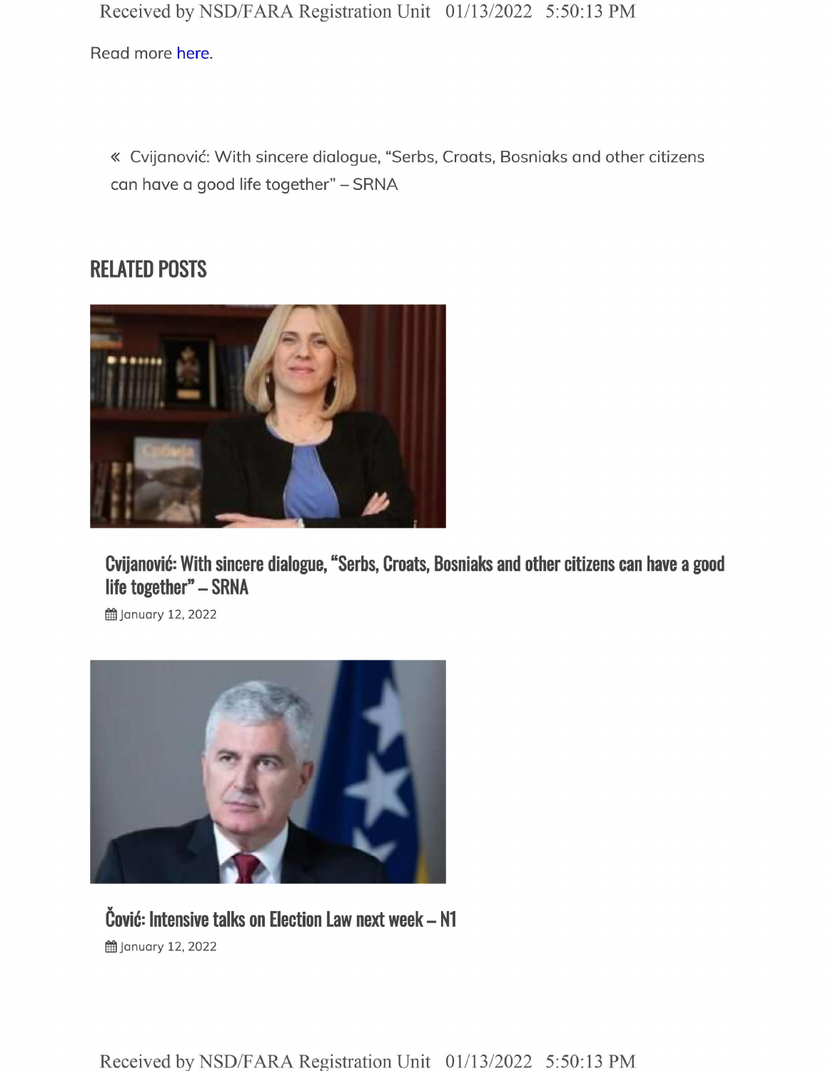Read more here.

« Cvijanović: With sincere dialogue, "Serbs, Croats, Bosniaks and other citizens can have a good life together" – SRNA

## RELATED POSTS

### Cvijanović: With sincere dialogue, "Serbs, Croats, Bosniaks and other citizens can have a good life together" – SRNA

January 12, 2022

### Čović: Intensive talks on Election Law next week – N1

January 12, 2022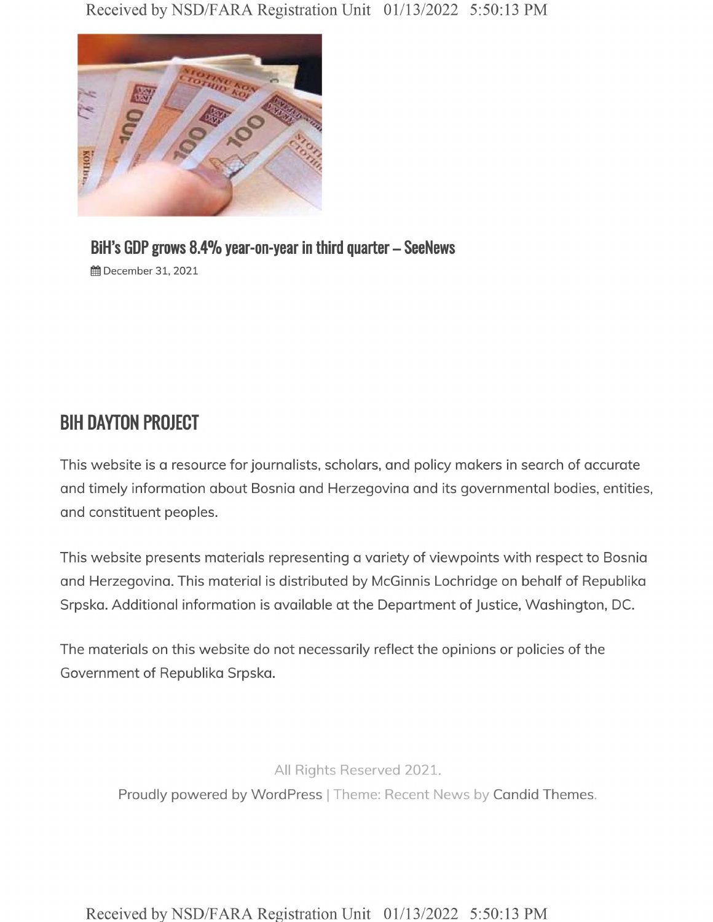### BiH's GDP grows 8.4% year-on-year in third quarter – SeeNews

December 31, 2021

## BIH DAYTON PROJECT

This website is a resource for journalists, scholars, and policy makers in search of accurate and timely information about Bosnia and Herzegovina and its governmental bodies, entities, and constituent peoples.

This website presents materials representing a variety of viewpoints with respect to Bosnia and Herzegovina. This material is distributed by McGinnis Lochridge on behalf of Republika Srpska. Additional information is available at the Department of Justice, Washington, DC.

The materials on this website do not necessarily reflect the opinions or policies of the Government of Republika Srpska.

All Rights Reserved 2021.

Proudly powered by WordPress | Theme: Recent News by Candid Themes.